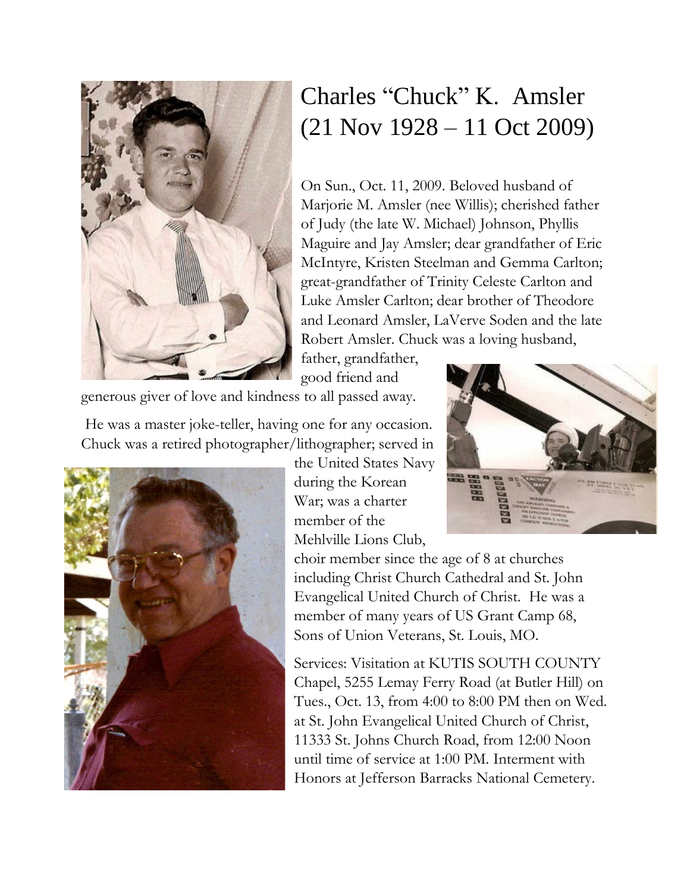# Charles "Chuck" K. Amsler (21 Nov 1928 – 11 Oct 2009)

On Sun., Oct. 11, 2009. Beloved husband of Marjorie M. Amsler (nee Willis); cherished father of Judy (the late W. Michael) Johnson, Phyllis Maguire and Jay Amsler; dear grandfather of Eric McIntyre, Kristen Steelman and Gemma Carlton; great-grandfather of Trinity Celeste Carlton and Luke Amsler Carlton; dear brother of Theodore and Leonard Amsler, LaVerve Soden and the late Robert Amsler. Chuck was a loving husband, father, grandfather, good friend and generous giver of love and kindness to all passed away.

He was a master joke-teller, having one for any occasion. Chuck was a retired photographer/lithographer; served in the United States Navy during the Korean War; was a charter member of the Mehlville Lions Club, choir member since the age of 8 at churches including Christ Church Cathedral and St. John Evangelical United Church of Christ. He was a member of many years of US Grant Camp 68, Sons of Union Veterans, St. Louis, MO.

Services: Visitation at KUTIS SOUTH COUNTY Chapel, 5255 Lemay Ferry Road (at Butler Hill) on Tues., Oct. 13, from 4:00 to 8:00 PM then on Wed. at St. John Evangelical United Church of Christ, 11333 St. Johns Church Road, from 12:00 Noon until time of service at 1:00 PM. Interment with Honors at Jefferson Barracks National Cemetery.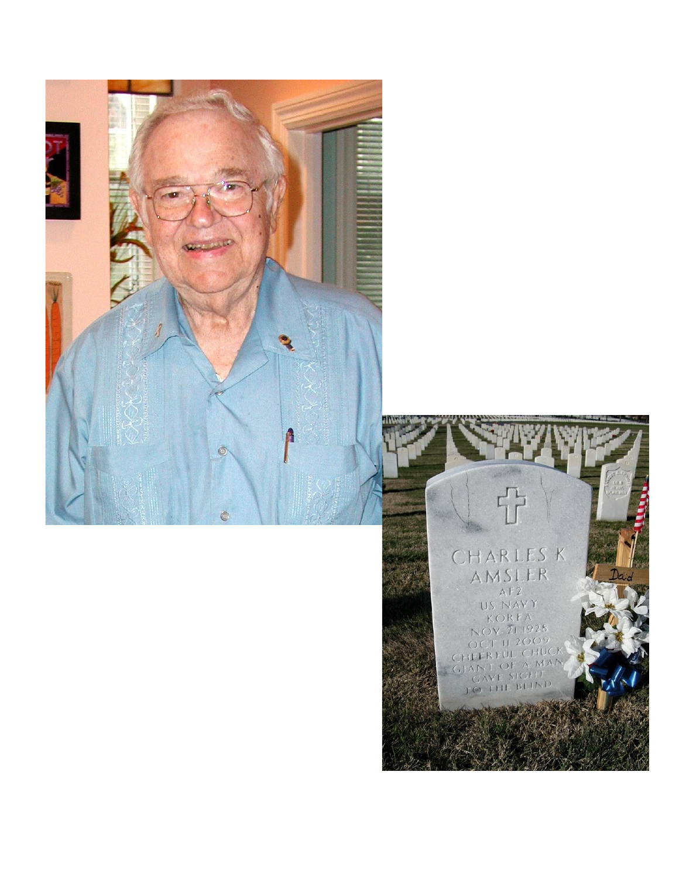CHARLES K
AMSLER
AF2
US NAVY
KOREA
NOV 21 1928
OCT 11 2009
CHEERFUL CHUCK
GIANT OF A MAN
GAVE SIGHT
TO THE BLIND

Dad